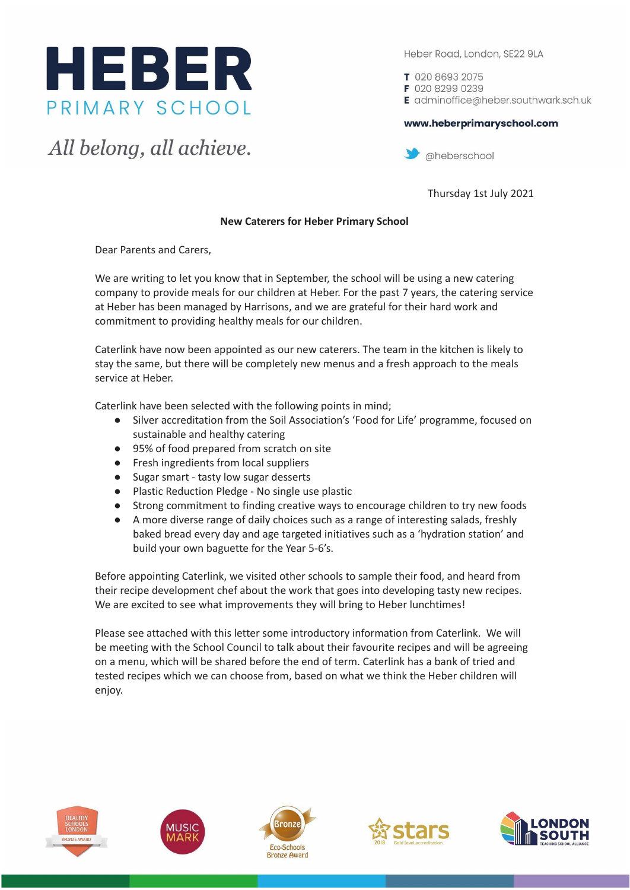# HEBER
PRIMARY SCHOOL

*All belong, all achieve.*

Heber Road, London, SE22 9LA

**T** 020 8693 2075
**F** 020 8299 0239
**E** adminoffice@heber.southwark.sch.uk

**www.heberprimaryschool.com**

@heberschool

Thursday 1st July 2021

**New Caterers for Heber Primary School**

Dear Parents and Carers,

We are writing to let you know that in September, the school will be using a new catering company to provide meals for our children at Heber. For the past 7 years, the catering service at Heber has been managed by Harrisons, and we are grateful for their hard work and commitment to providing healthy meals for our children.

Caterlink have now been appointed as our new caterers. The team in the kitchen is likely to stay the same, but there will be completely new menus and a fresh approach to the meals service at Heber.

Caterlink have been selected with the following points in mind;

- Silver accreditation from the Soil Association's 'Food for Life' programme, focused on sustainable and healthy catering
- 95% of food prepared from scratch on site
- Fresh ingredients from local suppliers
- Sugar smart - tasty low sugar desserts
- Plastic Reduction Pledge - No single use plastic
- Strong commitment to finding creative ways to encourage children to try new foods
- A more diverse range of daily choices such as a range of interesting salads, freshly baked bread every day and age targeted initiatives such as a 'hydration station' and build your own baguette for the Year 5-6's.

Before appointing Caterlink, we visited other schools to sample their food, and heard from their recipe development chef about the work that goes into developing tasty new recipes. We are excited to see what improvements they will bring to Heber lunchtimes!

Please see attached with this letter some introductory information from Caterlink. We will be meeting with the School Council to talk about their favourite recipes and will be agreeing on a menu, which will be shared before the end of term. Caterlink has a bank of tried and tested recipes which we can choose from, based on what we think the Heber children will enjoy.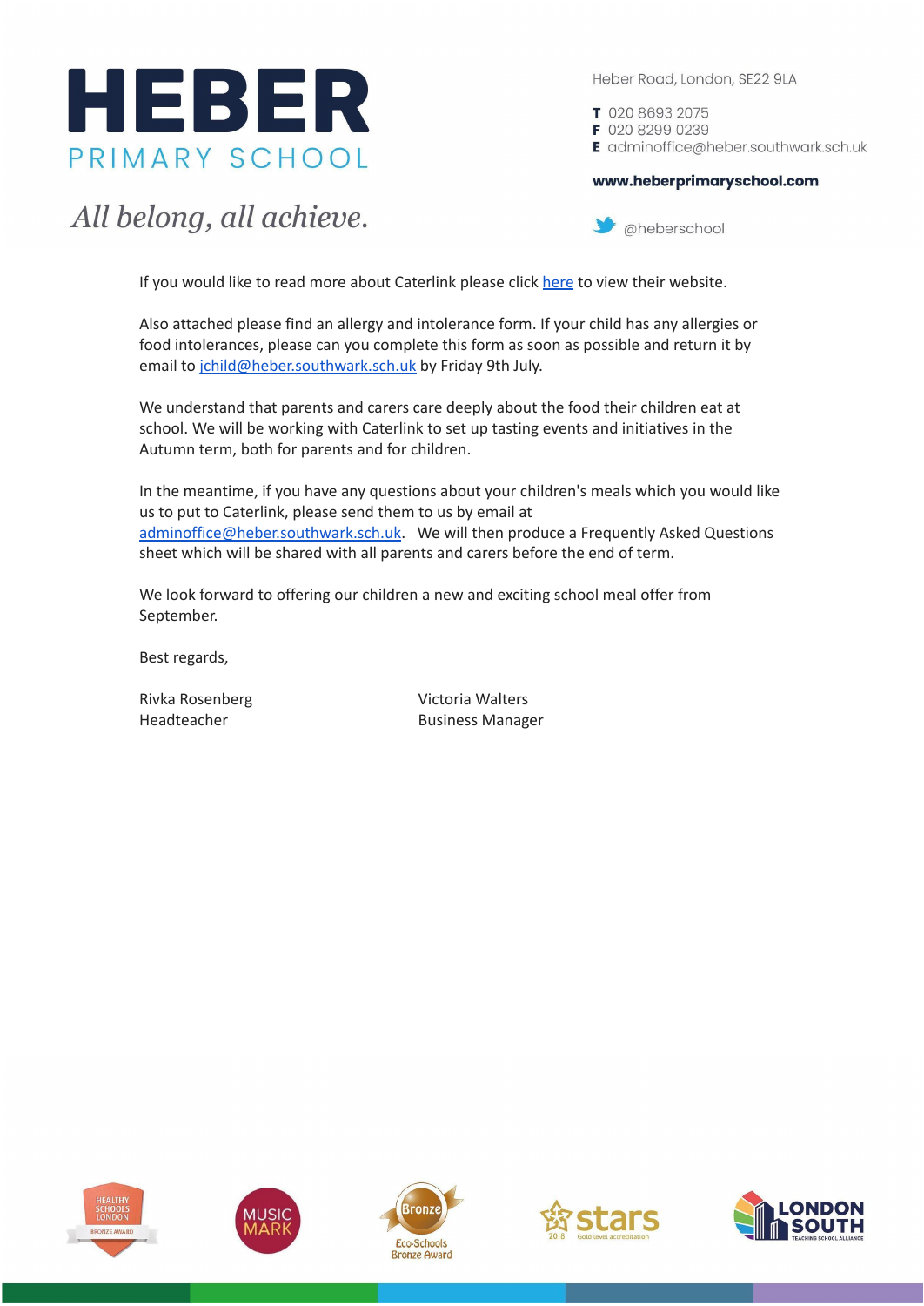If you would like to read more about Caterlink please click here to view their website.

Also attached please find an allergy and intolerance form. If your child has any allergies or food intolerances, please can you complete this form as soon as possible and return it by email to jchild@heber.southwark.sch.uk by Friday 9th July.

We understand that parents and carers care deeply about the food their children eat at school. We will be working with Caterlink to set up tasting events and initiatives in the Autumn term, both for parents and for children.

In the meantime, if you have any questions about your children's meals which you would like us to put to Caterlink, please send them to us by email at adminoffice@heber.southwark.sch.uk. We will then produce a Frequently Asked Questions sheet which will be shared with all parents and carers before the end of term.

We look forward to offering our children a new and exciting school meal offer from September.

Best regards,

Rivka Rosenberg
Headteacher

Victoria Walters
Business Manager